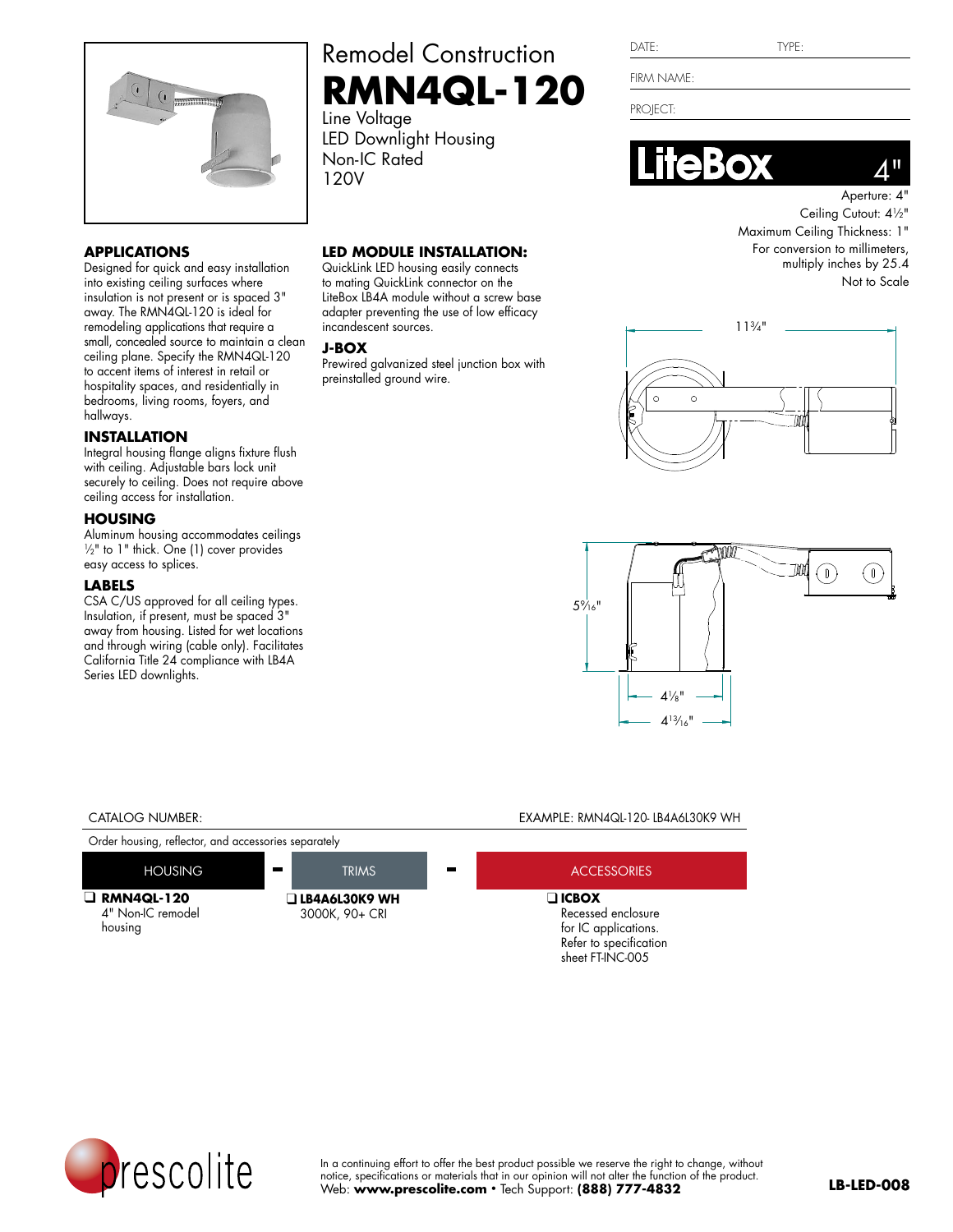# Remodel Construction

# RMN4QL-120

Line Voltage
LED Downlight Housing
Non-IC Rated
120V

DATE: TYPE:

FIRM NAME:

PROJECT:

**LiteBox** 4"

Aperture: 4"
Ceiling Cutout: 4½"
Maximum Ceiling Thickness: 1"
For conversion to millimeters, multiply inches by 25.4
Not to Scale

11¾"

5⁹⁄₁₆"

4⅛"

4¹³⁄₁₆"

## APPLICATIONS

Designed for quick and easy installation into existing ceiling surfaces where insulation is not present or is spaced 3" away. The RMN4QL-120 is ideal for remodeling applications that require a small, concealed source to maintain a clean ceiling plane. Specify the RMN4QL-120 to accent items of interest in retail or hospitality spaces, and residentially in bedrooms, living rooms, foyers, and hallways.

## INSTALLATION

Integral housing flange aligns fixture flush with ceiling. Adjustable bars lock unit securely to ceiling. Does not require above ceiling access for installation.

## HOUSING

Aluminum housing accommodates ceilings ½" to 1" thick. One (1) cover provides easy access to splices.

## LABELS

CSA C/US approved for all ceiling types. Insulation, if present, must be spaced 3" away from housing. Listed for wet locations and through wiring (cable only). Facilitates California Title 24 compliance with LB4A Series LED downlights.

## LED MODULE INSTALLATION:

QuickLink LED housing easily connects to mating QuickLink connector on the LiteBox LB4A module without a screw base adapter preventing the use of low efficacy incandescent sources.

## J-BOX

Prewired galvanized steel junction box with preinstalled ground wire.

CATALOG NUMBER: EXAMPLE: RMN4QL-120- LB4A6L30K9 WH

Order housing, reflector, and accessories separately

| HOUSING | - | TRIMS | - | ACCESSORIES |
|---|---|---|---|---|
| ❑ **RMN4QL-120** 4" Non-IC remodel housing | | ❑ **LB4A6L30K9 WH** 3000K, 90+ CRI | | ❑ **ICBOX** Recessed enclosure for IC applications. Refer to specification sheet FT-INC-005 |

prescolite

In a continuing effort to offer the best product possible we reserve the right to change, without notice, specifications or materials that in our opinion will not alter the function of the product.
Web: **www.prescolite.com** • Tech Support: **(888) 777-4832**

**LB-LED-008**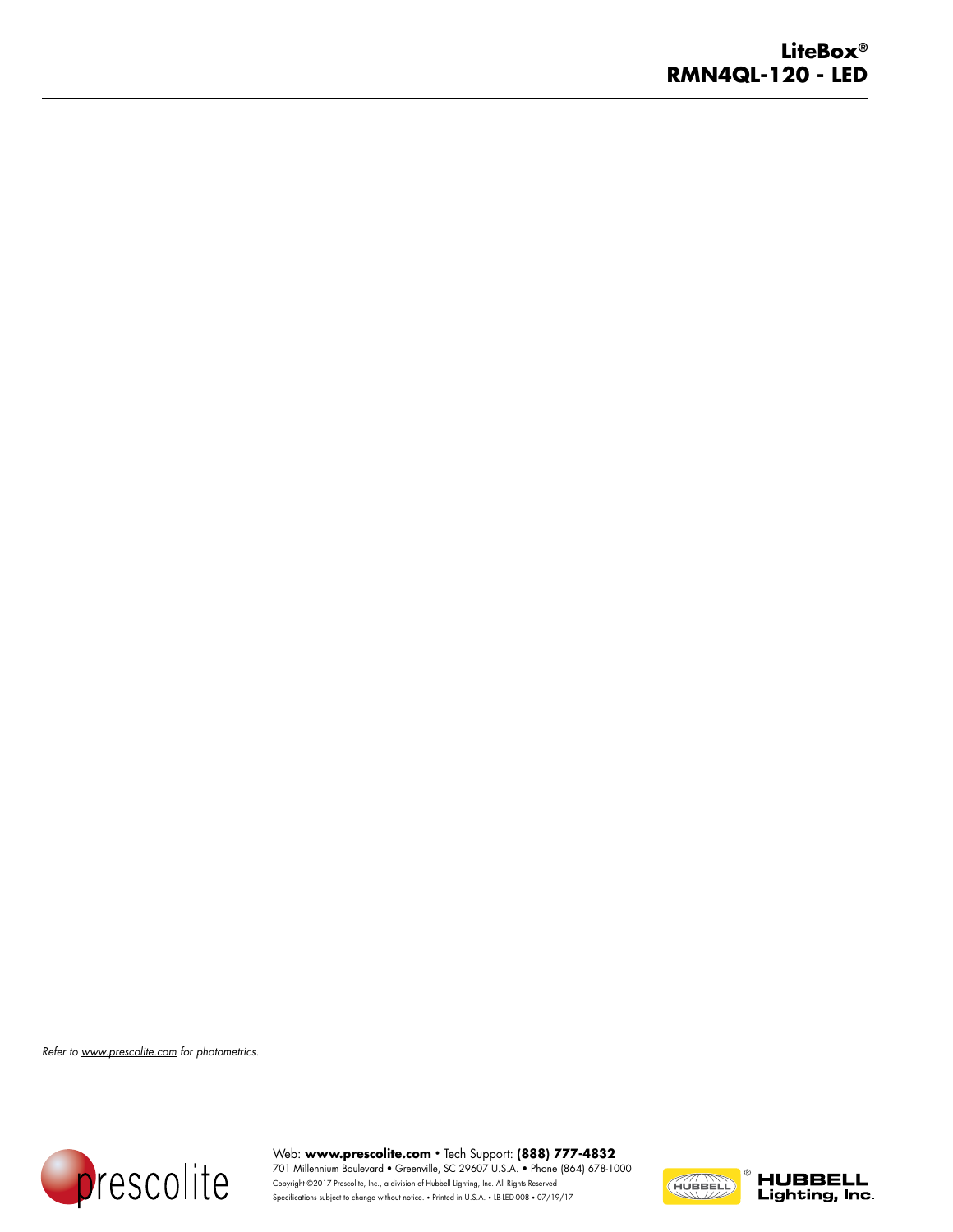*Refer to www.prescolite.com for photometrics.*

Web: **www.prescolite.com** • Tech Support: **(888) 777-4832**
701 Millennium Boulevard • Greenville, SC 29607 U.S.A. • Phone (864) 678-1000
Copyright ©2017 Prescolite, Inc., a division of Hubbell Lighting, Inc. All Rights Reserved
Specifications subject to change without notice. • Printed in U.S.A. • LB-LED-008 • 07/19/17